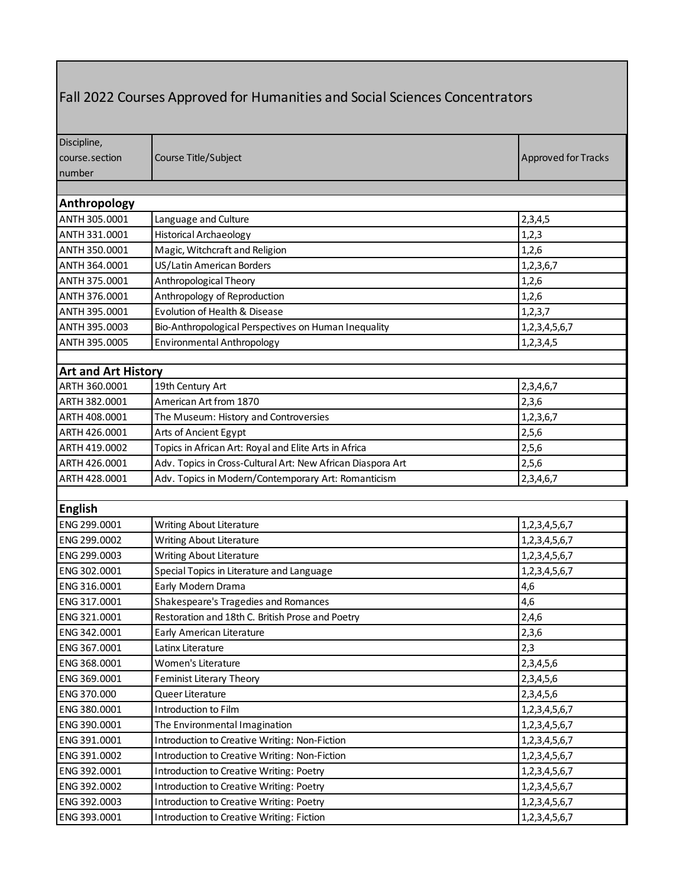# Fall 2022 Courses Approved for Humanities and Social Sciences Concentrators

| Discipline, course.section number | Course Title/Subject | Approved for Tracks |
|---|---|---|
| **Anthropology** | | |
| ANTH 305.0001 | Language and Culture | 2,3,4,5 |
| ANTH 331.0001 | Historical Archaeology | 1,2,3 |
| ANTH 350.0001 | Magic, Witchcraft and Religion | 1,2,6 |
| ANTH 364.0001 | US/Latin American Borders | 1,2,3,6,7 |
| ANTH 375.0001 | Anthropological Theory | 1,2,6 |
| ANTH 376.0001 | Anthropology of Reproduction | 1,2,6 |
| ANTH 395.0001 | Evolution of Health & Disease | 1,2,3,7 |
| ANTH 395.0003 | Bio-Anthropological Perspectives on Human Inequality | 1,2,3,4,5,6,7 |
| ANTH 395.0005 | Environmental Anthropology | 1,2,3,4,5 |
| **Art and Art History** | | |
| ARTH 360.0001 | 19th Century Art | 2,3,4,6,7 |
| ARTH 382.0001 | American Art from 1870 | 2,3,6 |
| ARTH 408.0001 | The Museum: History and Controversies | 1,2,3,6,7 |
| ARTH 426.0001 | Arts of Ancient Egypt | 2,5,6 |
| ARTH 419.0002 | Topics in African Art: Royal and Elite Arts in Africa | 2,5,6 |
| ARTH 426.0001 | Adv. Topics in Cross-Cultural Art: New African Diaspora Art | 2,5,6 |
| ARTH 428.0001 | Adv. Topics in Modern/Contemporary Art: Romanticism | 2,3,4,6,7 |
| **English** | | |
| ENG 299.0001 | Writing About Literature | 1,2,3,4,5,6,7 |
| ENG 299.0002 | Writing About Literature | 1,2,3,4,5,6,7 |
| ENG 299.0003 | Writing About Literature | 1,2,3,4,5,6,7 |
| ENG 302.0001 | Special Topics in Literature and Language | 1,2,3,4,5,6,7 |
| ENG 316.0001 | Early Modern Drama | 4,6 |
| ENG 317.0001 | Shakespeare's Tragedies and Romances | 4,6 |
| ENG 321.0001 | Restoration and 18th C. British Prose and Poetry | 2,4,6 |
| ENG 342.0001 | Early American Literature | 2,3,6 |
| ENG 367.0001 | Latinx Literature | 2,3 |
| ENG 368.0001 | Women's Literature | 2,3,4,5,6 |
| ENG 369.0001 | Feminist Literary Theory | 2,3,4,5,6 |
| ENG 370.000 | Queer Literature | 2,3,4,5,6 |
| ENG 380.0001 | Introduction to Film | 1,2,3,4,5,6,7 |
| ENG 390.0001 | The Environmental Imagination | 1,2,3,4,5,6,7 |
| ENG 391.0001 | Introduction to Creative Writing: Non-Fiction | 1,2,3,4,5,6,7 |
| ENG 391.0002 | Introduction to Creative Writing: Non-Fiction | 1,2,3,4,5,6,7 |
| ENG 392.0001 | Introduction to Creative Writing: Poetry | 1,2,3,4,5,6,7 |
| ENG 392.0002 | Introduction to Creative Writing: Poetry | 1,2,3,4,5,6,7 |
| ENG 392.0003 | Introduction to Creative Writing: Poetry | 1,2,3,4,5,6,7 |
| ENG 393.0001 | Introduction to Creative Writing: Fiction | 1,2,3,4,5,6,7 |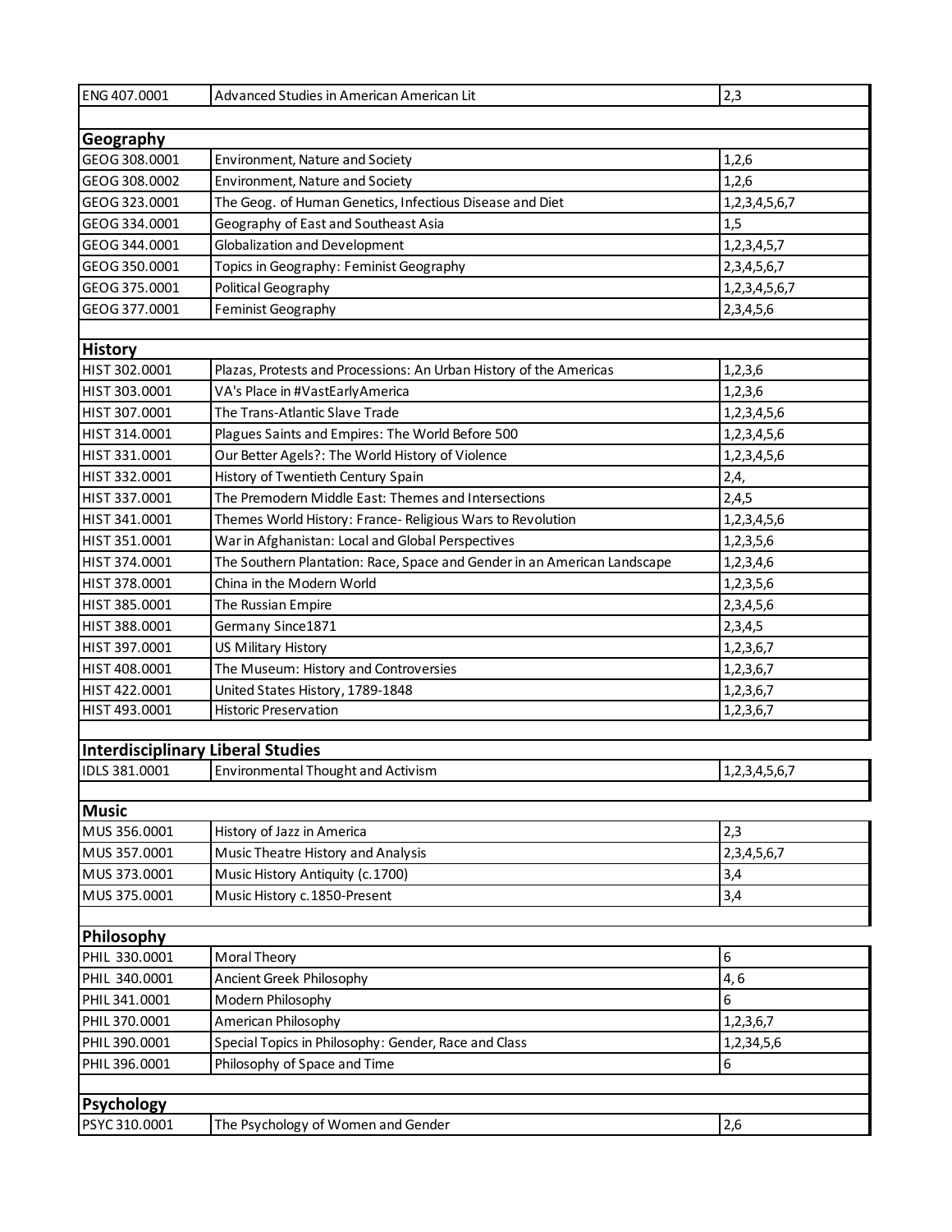| | | |
|---|---|---|
| ENG 407.0001 | Advanced Studies in American American Lit | 2,3 |
| | | |
| **Geography** | | |
| GEOG 308.0001 | Environment, Nature and Society | 1,2,6 |
| GEOG 308.0002 | Environment, Nature and Society | 1,2,6 |
| GEOG 323.0001 | The Geog. of Human Genetics, Infectious Disease and Diet | 1,2,3,4,5,6,7 |
| GEOG 334.0001 | Geography of East and Southeast Asia | 1,5 |
| GEOG 344.0001 | Globalization and Development | 1,2,3,4,5,7 |
| GEOG 350.0001 | Topics in Geography: Feminist Geography | 2,3,4,5,6,7 |
| GEOG 375.0001 | Political Geography | 1,2,3,4,5,6,7 |
| GEOG 377.0001 | Feminist Geography | 2,3,4,5,6 |
| | | |
| **History** | | |
| HIST 302.0001 | Plazas, Protests and Processions: An Urban History of the Americas | 1,2,3,6 |
| HIST 303.0001 | VA's Place in #VastEarlyAmerica | 1,2,3,6 |
| HIST 307.0001 | The Trans-Atlantic Slave Trade | 1,2,3,4,5,6 |
| HIST 314.0001 | Plagues Saints and Empires: The World Before 500 | 1,2,3,4,5,6 |
| HIST 331.0001 | Our Better Agels?: The World History of Violence | 1,2,3,4,5,6 |
| HIST 332.0001 | History of Twentieth Century Spain | 2,4, |
| HIST 337.0001 | The Premodern Middle East: Themes and Intersections | 2,4,5 |
| HIST 341.0001 | Themes World History: France- Religious Wars to Revolution | 1,2,3,4,5,6 |
| HIST 351.0001 | War in Afghanistan: Local and Global Perspectives | 1,2,3,5,6 |
| HIST 374.0001 | The Southern Plantation: Race, Space and Gender in an American Landscape | 1,2,3,4,6 |
| HIST 378.0001 | China in the Modern World | 1,2,3,5,6 |
| HIST 385.0001 | The Russian Empire | 2,3,4,5,6 |
| HIST 388.0001 | Germany Since1871 | 2,3,4,5 |
| HIST 397.0001 | US Military History | 1,2,3,6,7 |
| HIST 408.0001 | The Museum: History and Controversies | 1,2,3,6,7 |
| HIST 422.0001 | United States History, 1789-1848 | 1,2,3,6,7 |
| HIST 493.0001 | Historic Preservation | 1,2,3,6,7 |
| | | |
| **Interdisciplinary Liberal Studies** | | |
| IDLS 381.0001 | Environmental Thought and Activism | 1,2,3,4,5,6,7 |
| | | |
| **Music** | | |
| MUS 356.0001 | History of Jazz in America | 2,3 |
| MUS 357.0001 | Music Theatre History and Analysis | 2,3,4,5,6,7 |
| MUS 373.0001 | Music History Antiquity (c.1700) | 3,4 |
| MUS 375.0001 | Music History c.1850-Present | 3,4 |
| | | |
| **Philosophy** | | |
| PHIL 330.0001 | Moral Theory | 6 |
| PHIL 340.0001 | Ancient Greek Philosophy | 4, 6 |
| PHIL 341.0001 | Modern Philosophy | 6 |
| PHIL 370.0001 | American Philosophy | 1,2,3,6,7 |
| PHIL 390.0001 | Special Topics in Philosophy: Gender, Race and Class | 1,2,34,5,6 |
| PHIL 396.0001 | Philosophy of Space and Time | 6 |
| | | |
| **Psychology** | | |
| PSYC 310.0001 | The Psychology of Women and Gender | 2,6 |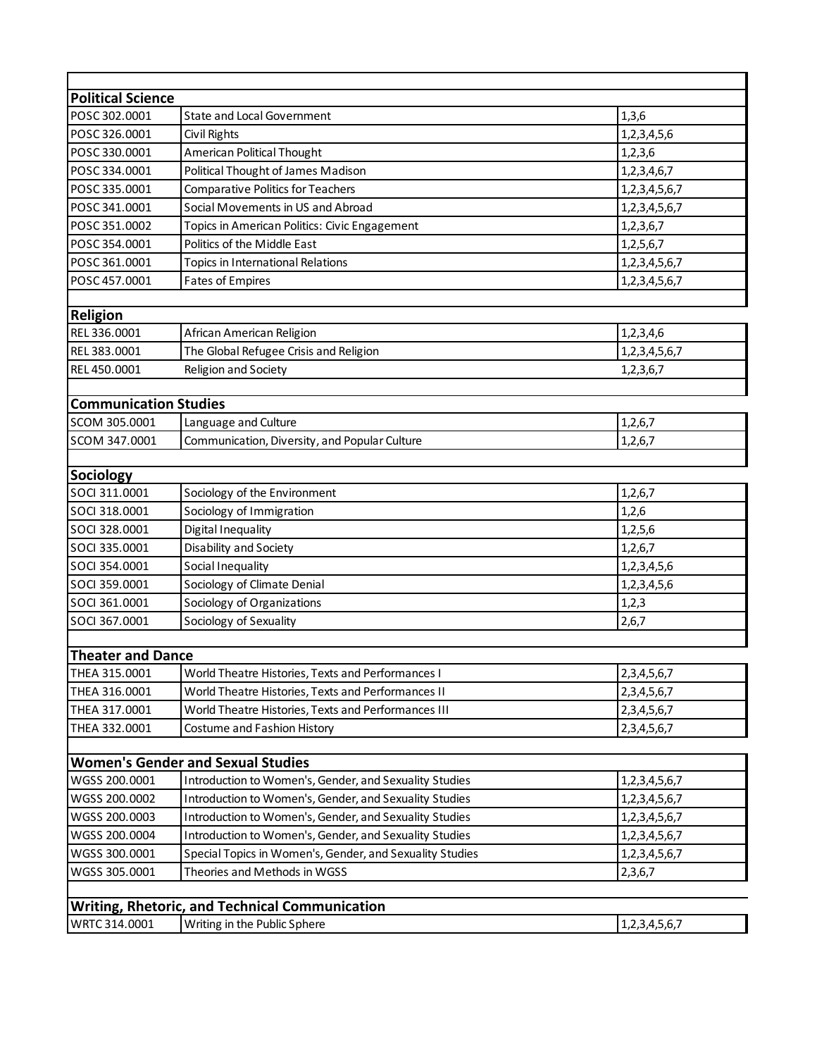| | | |
|---|---|---|
| **Political Science** | | |
| POSC 302.0001 | State and Local Government | 1,3,6 |
| POSC 326.0001 | Civil Rights | 1,2,3,4,5,6 |
| POSC 330.0001 | American Political Thought | 1,2,3,6 |
| POSC 334.0001 | Political Thought of James Madison | 1,2,3,4,6,7 |
| POSC 335.0001 | Comparative Politics for Teachers | 1,2,3,4,5,6,7 |
| POSC 341.0001 | Social Movements in US and Abroad | 1,2,3,4,5,6,7 |
| POSC 351.0002 | Topics in American Politics: Civic Engagement | 1,2,3,6,7 |
| POSC 354.0001 | Politics of the Middle East | 1,2,5,6,7 |
| POSC 361.0001 | Topics in International Relations | 1,2,3,4,5,6,7 |
| POSC 457.0001 | Fates of Empires | 1,2,3,4,5,6,7 |
| | | |
| **Religion** | | |
| REL 336.0001 | African American Religion | 1,2,3,4,6 |
| REL 383.0001 | The Global Refugee Crisis and Religion | 1,2,3,4,5,6,7 |
| REL 450.0001 | Religion and Society | 1,2,3,6,7 |
| | | |
| **Communication Studies** | | |
| SCOM 305.0001 | Language and Culture | 1,2,6,7 |
| SCOM 347.0001 | Communication, Diversity, and Popular Culture | 1,2,6,7 |
| | | |
| **Sociology** | | |
| SOCI 311.0001 | Sociology of the Environment | 1,2,6,7 |
| SOCI 318.0001 | Sociology of Immigration | 1,2,6 |
| SOCI 328.0001 | Digital Inequality | 1,2,5,6 |
| SOCI 335.0001 | Disability and Society | 1,2,6,7 |
| SOCI 354.0001 | Social Inequality | 1,2,3,4,5,6 |
| SOCI 359.0001 | Sociology of Climate Denial | 1,2,3,4,5,6 |
| SOCI 361.0001 | Sociology of Organizations | 1,2,3 |
| SOCI 367.0001 | Sociology of Sexuality | 2,6,7 |
| | | |
| **Theater and Dance** | | |
| THEA 315.0001 | World Theatre Histories, Texts and Performances I | 2,3,4,5,6,7 |
| THEA 316.0001 | World Theatre Histories, Texts and Performances II | 2,3,4,5,6,7 |
| THEA 317.0001 | World Theatre Histories, Texts and Performances III | 2,3,4,5,6,7 |
| THEA 332.0001 | Costume and Fashion History | 2,3,4,5,6,7 |
| | | |
| **Women's Gender and Sexual Studies** | | |
| WGSS 200.0001 | Introduction to Women's, Gender, and Sexuality Studies | 1,2,3,4,5,6,7 |
| WGSS 200.0002 | Introduction to Women's, Gender, and Sexuality Studies | 1,2,3,4,5,6,7 |
| WGSS 200.0003 | Introduction to Women's, Gender, and Sexuality Studies | 1,2,3,4,5,6,7 |
| WGSS 200.0004 | Introduction to Women's, Gender, and Sexuality Studies | 1,2,3,4,5,6,7 |
| WGSS 300.0001 | Special Topics in Women's, Gender, and Sexuality Studies | 1,2,3,4,5,6,7 |
| WGSS 305.0001 | Theories and Methods in WGSS | 2,3,6,7 |
| | | |
| **Writing, Rhetoric, and Technical Communication** | | |
| WRTC 314.0001 | Writing in the Public Sphere | 1,2,3,4,5,6,7 |